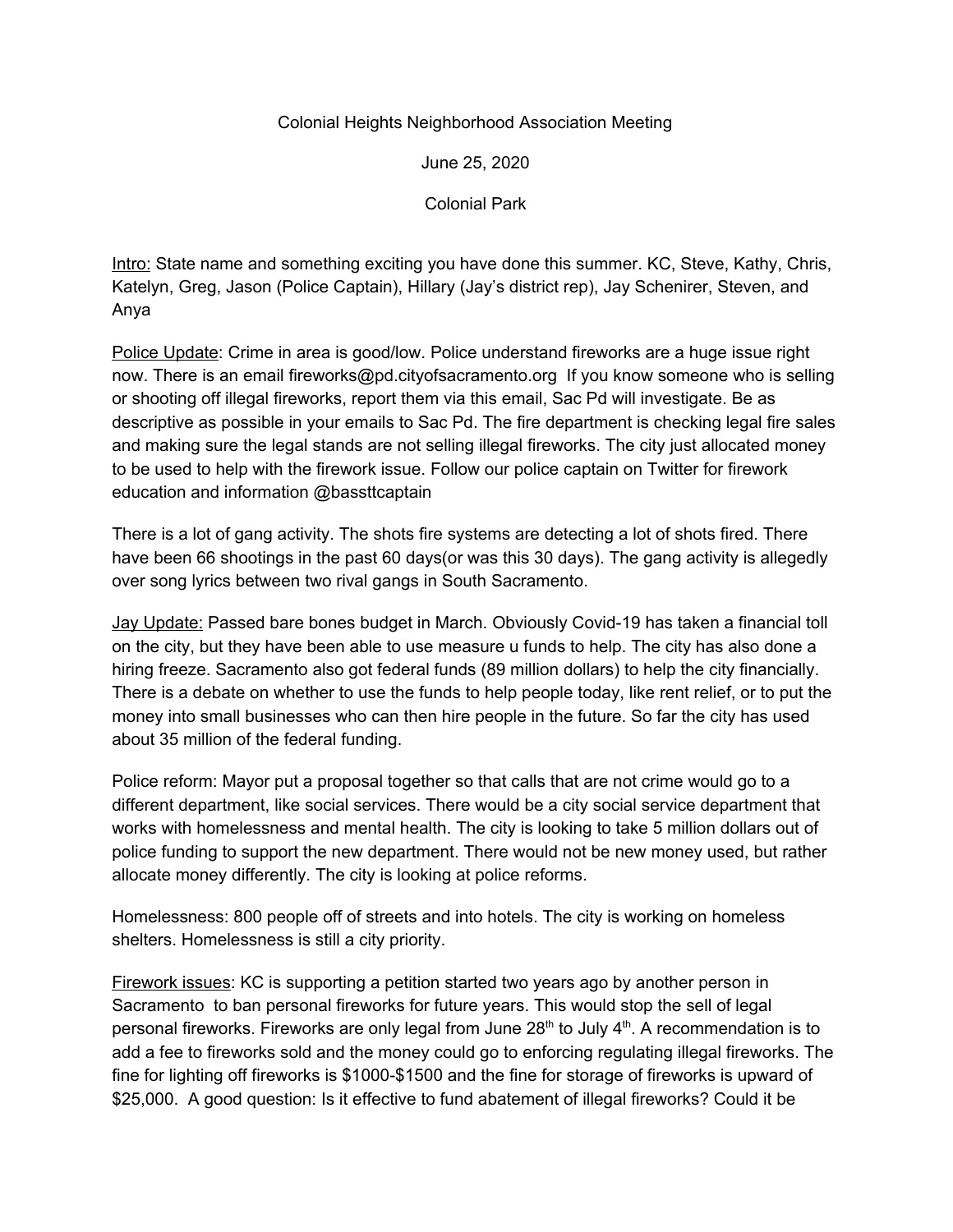Colonial Heights Neighborhood Association Meeting

June 25, 2020

Colonial Park

Intro: State name and something exciting you have done this summer. KC, Steve, Kathy, Chris, Katelyn, Greg, Jason (Police Captain), Hillary (Jay's district rep), Jay Schenirer, Steven, and Anya

Police Update: Crime in area is good/low. Police understand fireworks are a huge issue right now. There is an email fireworks@pd.cityofsacramento.org If you know someone who is selling or shooting off illegal fireworks, report them via this email, Sac Pd will investigate. Be as descriptive as possible in your emails to Sac Pd. The fire department is checking legal fire sales and making sure the legal stands are not selling illegal fireworks. The city just allocated money to be used to help with the firework issue. Follow our police captain on Twitter for firework education and information @bassttcaptain

There is a lot of gang activity. The shots fire systems are detecting a lot of shots fired. There have been 66 shootings in the past 60 days(or was this 30 days). The gang activity is allegedly over song lyrics between two rival gangs in South Sacramento.

Jay Update: Passed bare bones budget in March. Obviously Covid-19 has taken a financial toll on the city, but they have been able to use measure u funds to help. The city has also done a hiring freeze. Sacramento also got federal funds (89 million dollars) to help the city financially. There is a debate on whether to use the funds to help people today, like rent relief, or to put the money into small businesses who can then hire people in the future. So far the city has used about 35 million of the federal funding.

Police reform: Mayor put a proposal together so that calls that are not crime would go to a different department, like social services. There would be a city social service department that works with homelessness and mental health. The city is looking to take 5 million dollars out of police funding to support the new department. There would not be new money used, but rather allocate money differently. The city is looking at police reforms.

Homelessness: 800 people off of streets and into hotels. The city is working on homeless shelters. Homelessness is still a city priority.

Firework issues: KC is supporting a petition started two years ago by another person in Sacramento to ban personal fireworks for future years. This would stop the sell of legal personal fireworks. Fireworks are only legal from June 28th to July 4th. A recommendation is to add a fee to fireworks sold and the money could go to enforcing regulating illegal fireworks. The fine for lighting off fireworks is $1000-$1500 and the fine for storage of fireworks is upward of $25,000. A good question: Is it effective to fund abatement of illegal fireworks? Could it be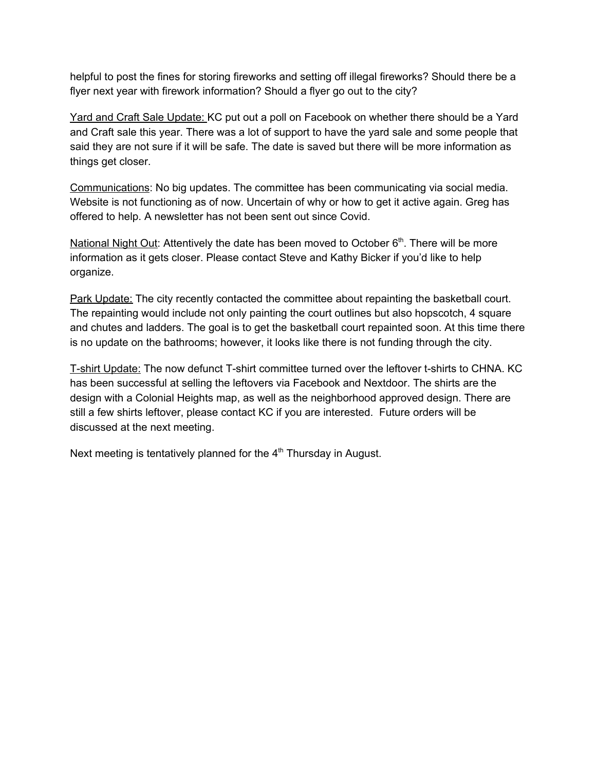helpful to post the fines for storing fireworks and setting off illegal fireworks? Should there be a flyer next year with firework information? Should a flyer go out to the city?

<u>Yard and Craft Sale Update:</u> KC put out a poll on Facebook on whether there should be a Yard and Craft sale this year. There was a lot of support to have the yard sale and some people that said they are not sure if it will be safe. The date is saved but there will be more information as things get closer.

<u>Communications</u>: No big updates. The committee has been communicating via social media. Website is not functioning as of now. Uncertain of why or how to get it active again. Greg has offered to help. A newsletter has not been sent out since Covid.

<u>National Night Out</u>: Attentively the date has been moved to October 6th. There will be more information as it gets closer. Please contact Steve and Kathy Bicker if you'd like to help organize.

<u>Park Update:</u> The city recently contacted the committee about repainting the basketball court. The repainting would include not only painting the court outlines but also hopscotch, 4 square and chutes and ladders. The goal is to get the basketball court repainted soon. At this time there is no update on the bathrooms; however, it looks like there is not funding through the city.

<u>T-shirt Update:</u> The now defunct T-shirt committee turned over the leftover t-shirts to CHNA. KC has been successful at selling the leftovers via Facebook and Nextdoor. The shirts are the design with a Colonial Heights map, as well as the neighborhood approved design. There are still a few shirts leftover, please contact KC if you are interested. Future orders will be discussed at the next meeting.

Next meeting is tentatively planned for the 4th Thursday in August.